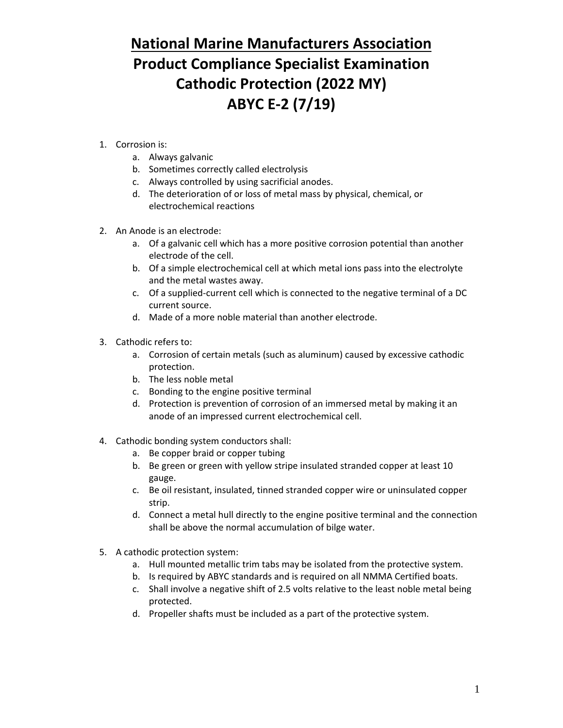# National Marine Manufacturers Association

# Product Compliance Specialist Examination

# Cathodic Protection (2022 MY)

# ABYC E-2 (7/19)

1. Corrosion is:
    a. Always galvanic
    b. Sometimes correctly called electrolysis
    c. Always controlled by using sacrificial anodes.
    d. The deterioration of or loss of metal mass by physical, chemical, or electrochemical reactions

2. An Anode is an electrode:
    a. Of a galvanic cell which has a more positive corrosion potential than another electrode of the cell.
    b. Of a simple electrochemical cell at which metal ions pass into the electrolyte and the metal wastes away.
    c. Of a supplied-current cell which is connected to the negative terminal of a DC current source.
    d. Made of a more noble material than another electrode.

3. Cathodic refers to:
    a. Corrosion of certain metals (such as aluminum) caused by excessive cathodic protection.
    b. The less noble metal
    c. Bonding to the engine positive terminal
    d. Protection is prevention of corrosion of an immersed metal by making it an anode of an impressed current electrochemical cell.

4. Cathodic bonding system conductors shall:
    a. Be copper braid or copper tubing
    b. Be green or green with yellow stripe insulated stranded copper at least 10 gauge.
    c. Be oil resistant, insulated, tinned stranded copper wire or uninsulated copper strip.
    d. Connect a metal hull directly to the engine positive terminal and the connection shall be above the normal accumulation of bilge water.

5. A cathodic protection system:
    a. Hull mounted metallic trim tabs may be isolated from the protective system.
    b. Is required by ABYC standards and is required on all NMMA Certified boats.
    c. Shall involve a negative shift of 2.5 volts relative to the least noble metal being protected.
    d. Propeller shafts must be included as a part of the protective system.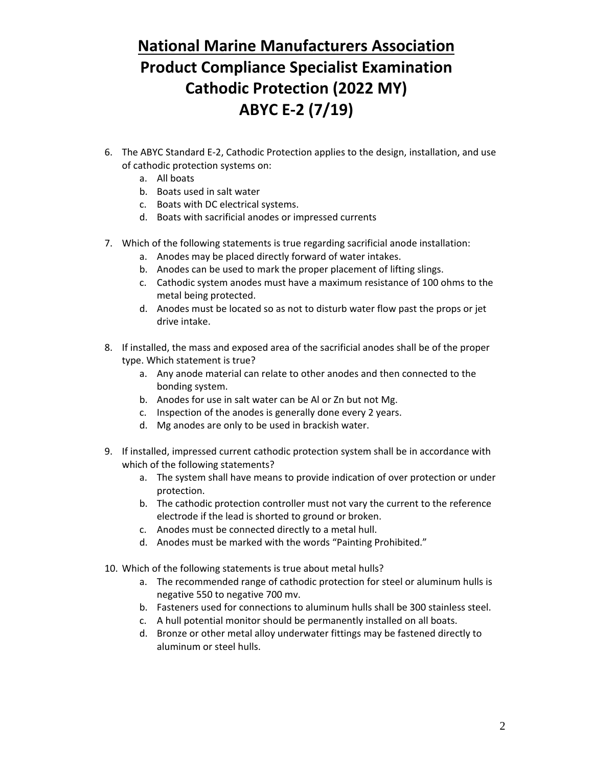# National Marine Manufacturers Association
# Product Compliance Specialist Examination
# Cathodic Protection (2022 MY)
# ABYC E-2 (7/19)

6. The ABYC Standard E-2, Cathodic Protection applies to the design, installation, and use of cathodic protection systems on:
   a. All boats
   b. Boats used in salt water
   c. Boats with DC electrical systems.
   d. Boats with sacrificial anodes or impressed currents

7. Which of the following statements is true regarding sacrificial anode installation:
   a. Anodes may be placed directly forward of water intakes.
   b. Anodes can be used to mark the proper placement of lifting slings.
   c. Cathodic system anodes must have a maximum resistance of 100 ohms to the metal being protected.
   d. Anodes must be located so as not to disturb water flow past the props or jet drive intake.

8. If installed, the mass and exposed area of the sacrificial anodes shall be of the proper type. Which statement is true?
   a. Any anode material can relate to other anodes and then connected to the bonding system.
   b. Anodes for use in salt water can be Al or Zn but not Mg.
   c. Inspection of the anodes is generally done every 2 years.
   d. Mg anodes are only to be used in brackish water.

9. If installed, impressed current cathodic protection system shall be in accordance with which of the following statements?
   a. The system shall have means to provide indication of over protection or under protection.
   b. The cathodic protection controller must not vary the current to the reference electrode if the lead is shorted to ground or broken.
   c. Anodes must be connected directly to a metal hull.
   d. Anodes must be marked with the words "Painting Prohibited."

10. Which of the following statements is true about metal hulls?
    a. The recommended range of cathodic protection for steel or aluminum hulls is negative 550 to negative 700 mv.
    b. Fasteners used for connections to aluminum hulls shall be 300 stainless steel.
    c. A hull potential monitor should be permanently installed on all boats.
    d. Bronze or other metal alloy underwater fittings may be fastened directly to aluminum or steel hulls.